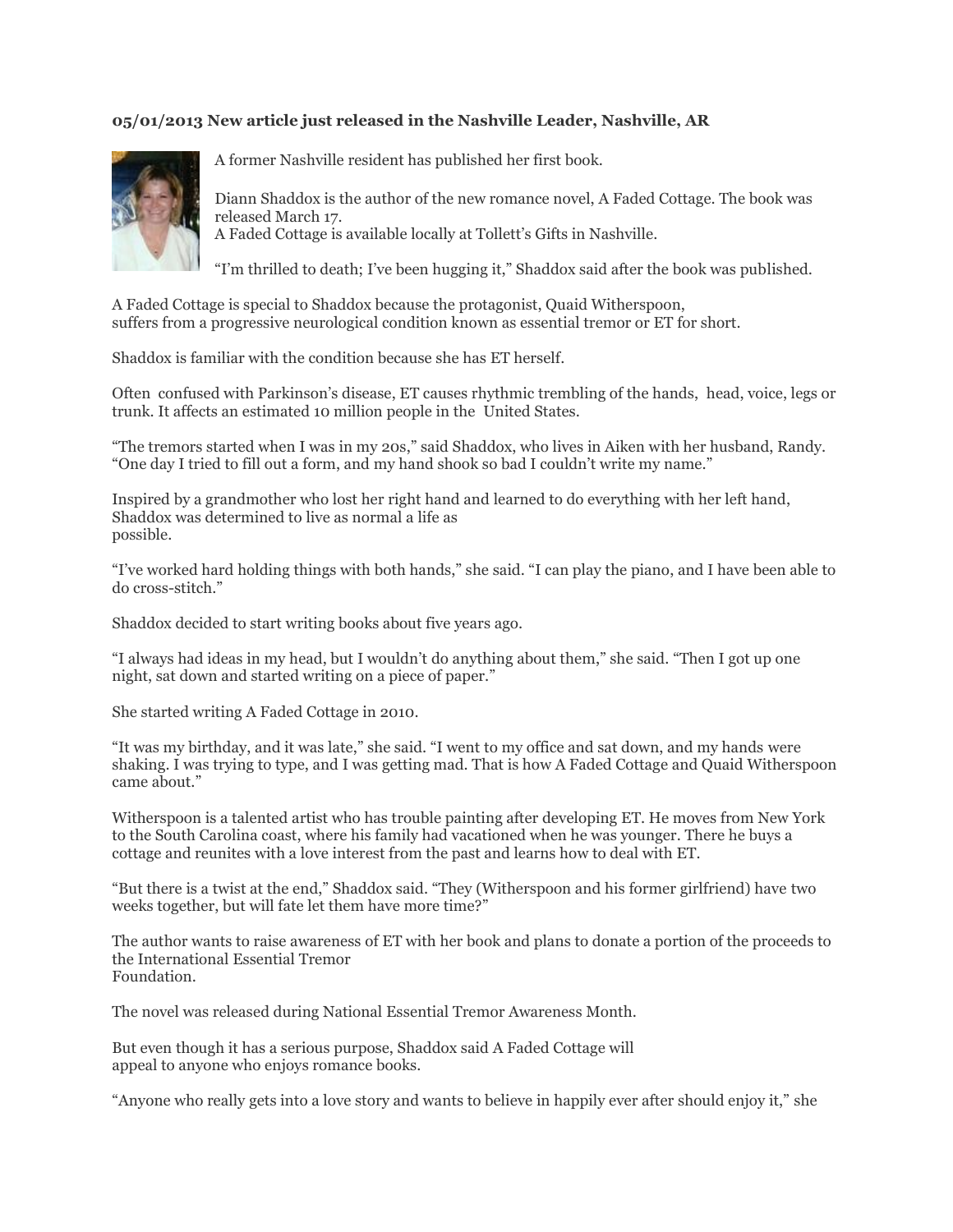**05/01/2013 New article just released in the Nashville Leader, Nashville, AR**

A former Nashville resident has published her first book.

Diann Shaddox is the author of the new romance novel, A Faded Cottage. The book was released March 17.
A Faded Cottage is available locally at Tollett's Gifts in Nashville.

"I'm thrilled to death; I've been hugging it," Shaddox said after the book was published.

A Faded Cottage is special to Shaddox because the protagonist, Quaid Witherspoon, suffers from a progressive neurological condition known as essential tremor or ET for short.

Shaddox is familiar with the condition because she has ET herself.

Often confused with Parkinson's disease, ET causes rhythmic trembling of the hands, head, voice, legs or trunk. It affects an estimated 10 million people in the United States.

"The tremors started when I was in my 20s," said Shaddox, who lives in Aiken with her husband, Randy. "One day I tried to fill out a form, and my hand shook so bad I couldn't write my name."

Inspired by a grandmother who lost her right hand and learned to do everything with her left hand, Shaddox was determined to live as normal a life as possible.

"I've worked hard holding things with both hands," she said. "I can play the piano, and I have been able to do cross-stitch."

Shaddox decided to start writing books about five years ago.

"I always had ideas in my head, but I wouldn't do anything about them," she said. "Then I got up one night, sat down and started writing on a piece of paper."

She started writing A Faded Cottage in 2010.

"It was my birthday, and it was late," she said. "I went to my office and sat down, and my hands were shaking. I was trying to type, and I was getting mad. That is how A Faded Cottage and Quaid Witherspoon came about."

Witherspoon is a talented artist who has trouble painting after developing ET. He moves from New York to the South Carolina coast, where his family had vacationed when he was younger. There he buys a cottage and reunites with a love interest from the past and learns how to deal with ET.

"But there is a twist at the end," Shaddox said. "They (Witherspoon and his former girlfriend) have two weeks together, but will fate let them have more time?"

The author wants to raise awareness of ET with her book and plans to donate a portion of the proceeds to the International Essential Tremor Foundation.

The novel was released during National Essential Tremor Awareness Month.

But even though it has a serious purpose, Shaddox said A Faded Cottage will appeal to anyone who enjoys romance books.

"Anyone who really gets into a love story and wants to believe in happily ever after should enjoy it," she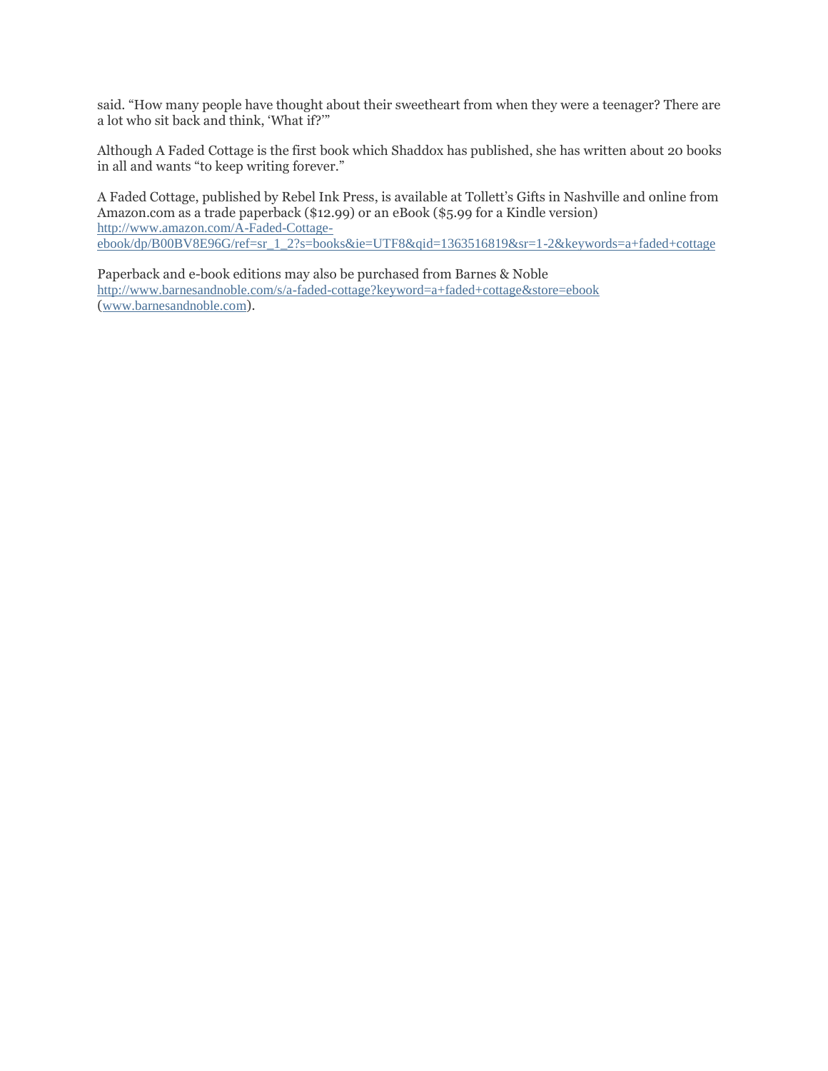said. “How many people have thought about their sweetheart from when they were a teenager? There are a lot who sit back and think, ‘What if?’”

Although A Faded Cottage is the first book which Shaddox has published, she has written about 20 books in all and wants “to keep writing forever.”

A Faded Cottage, published by Rebel Ink Press, is available at Tollett’s Gifts in Nashville and online from Amazon.com as a trade paperback ($12.99) or an eBook ($5.99 for a Kindle version) http://www.amazon.com/A-Faded-Cottage-ebook/dp/B00BV8E96G/ref=sr_1_2?s=books&ie=UTF8&qid=1363516819&sr=1-2&keywords=a+faded+cottage

Paperback and e-book editions may also be purchased from Barnes & Noble http://www.barnesandnoble.com/s/a-faded-cottage?keyword=a+faded+cottage&store=ebook (www.barnesandnoble.com).